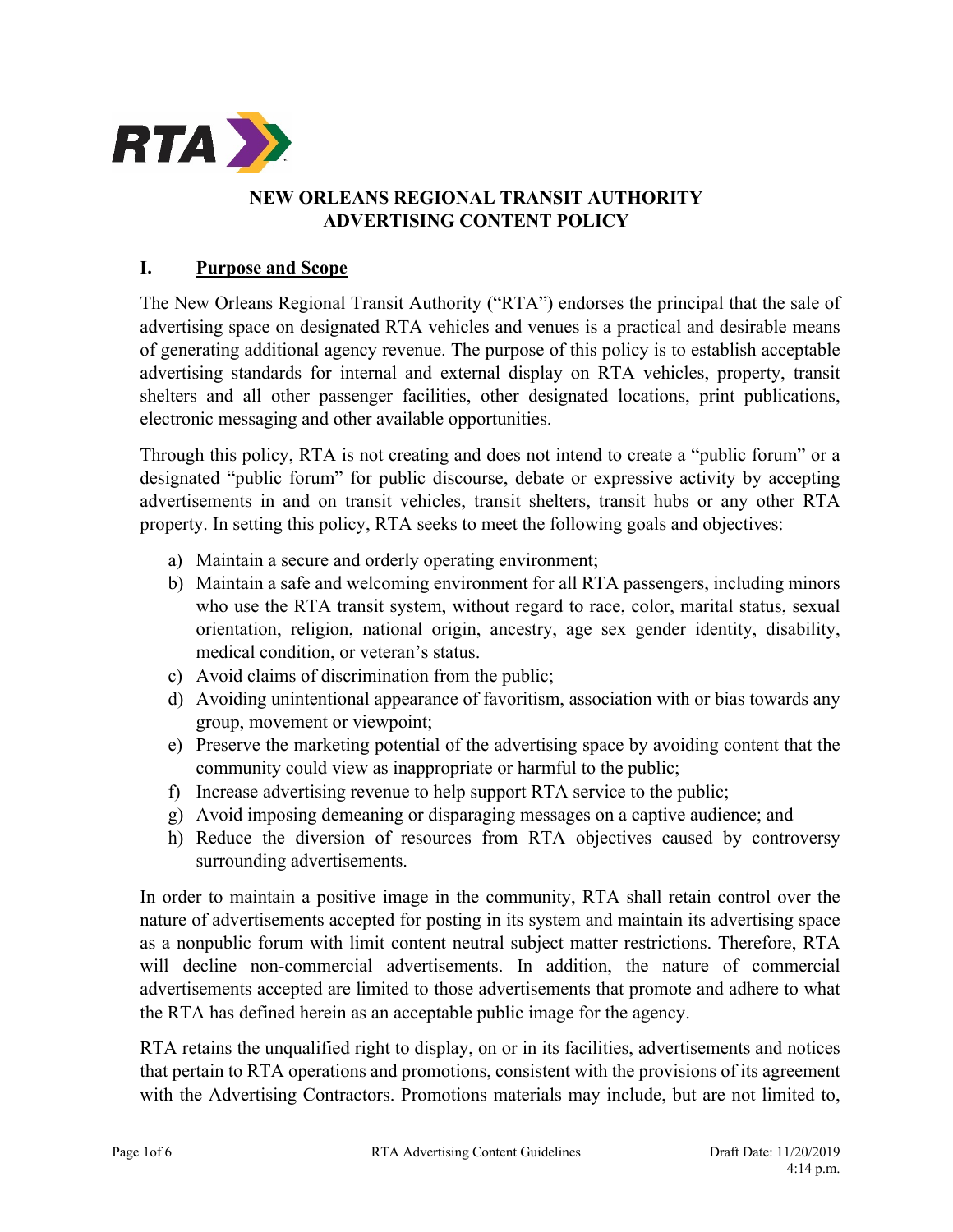# NEW ORLEANS REGIONAL TRANSIT AUTHORITY
# ADVERTISING CONTENT POLICY

## I. Purpose and Scope

The New Orleans Regional Transit Authority ("RTA") endorses the principal that the sale of advertising space on designated RTA vehicles and venues is a practical and desirable means of generating additional agency revenue. The purpose of this policy is to establish acceptable advertising standards for internal and external display on RTA vehicles, property, transit shelters and all other passenger facilities, other designated locations, print publications, electronic messaging and other available opportunities.

Through this policy, RTA is not creating and does not intend to create a "public forum" or a designated "public forum" for public discourse, debate or expressive activity by accepting advertisements in and on transit vehicles, transit shelters, transit hubs or any other RTA property. In setting this policy, RTA seeks to meet the following goals and objectives:

a) Maintain a secure and orderly operating environment;
b) Maintain a safe and welcoming environment for all RTA passengers, including minors who use the RTA transit system, without regard to race, color, marital status, sexual orientation, religion, national origin, ancestry, age sex gender identity, disability, medical condition, or veteran's status.
c) Avoid claims of discrimination from the public;
d) Avoiding unintentional appearance of favoritism, association with or bias towards any group, movement or viewpoint;
e) Preserve the marketing potential of the advertising space by avoiding content that the community could view as inappropriate or harmful to the public;
f) Increase advertising revenue to help support RTA service to the public;
g) Avoid imposing demeaning or disparaging messages on a captive audience; and
h) Reduce the diversion of resources from RTA objectives caused by controversy surrounding advertisements.

In order to maintain a positive image in the community, RTA shall retain control over the nature of advertisements accepted for posting in its system and maintain its advertising space as a nonpublic forum with limit content neutral subject matter restrictions. Therefore, RTA will decline non-commercial advertisements. In addition, the nature of commercial advertisements accepted are limited to those advertisements that promote and adhere to what the RTA has defined herein as an acceptable public image for the agency.

RTA retains the unqualified right to display, on or in its facilities, advertisements and notices that pertain to RTA operations and promotions, consistent with the provisions of its agreement with the Advertising Contractors. Promotions materials may include, but are not limited to,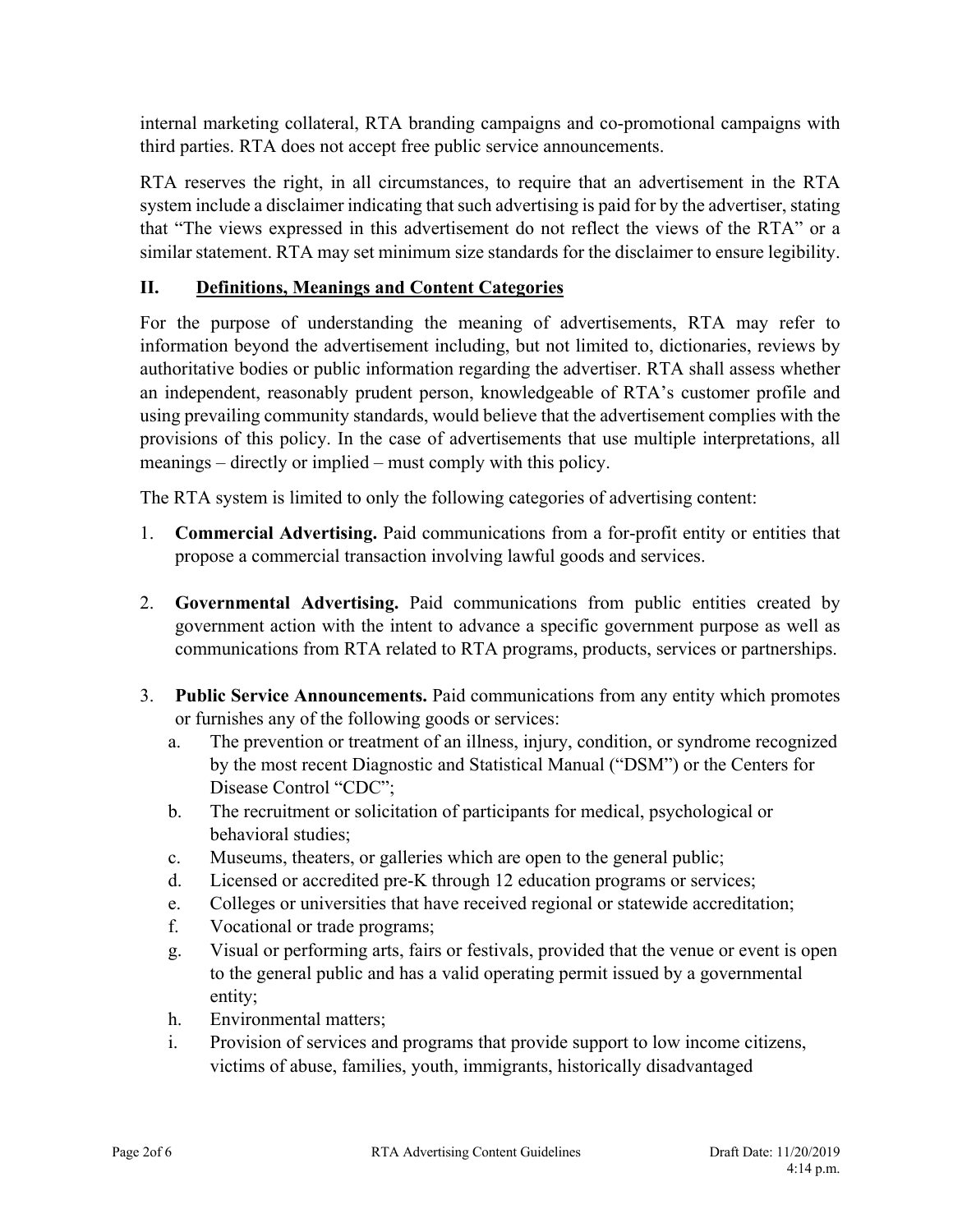internal marketing collateral, RTA branding campaigns and co-promotional campaigns with third parties. RTA does not accept free public service announcements.

RTA reserves the right, in all circumstances, to require that an advertisement in the RTA system include a disclaimer indicating that such advertising is paid for by the advertiser, stating that "The views expressed in this advertisement do not reflect the views of the RTA" or a similar statement. RTA may set minimum size standards for the disclaimer to ensure legibility.

## II. Definitions, Meanings and Content Categories

For the purpose of understanding the meaning of advertisements, RTA may refer to information beyond the advertisement including, but not limited to, dictionaries, reviews by authoritative bodies or public information regarding the advertiser. RTA shall assess whether an independent, reasonably prudent person, knowledgeable of RTA's customer profile and using prevailing community standards, would believe that the advertisement complies with the provisions of this policy. In the case of advertisements that use multiple interpretations, all meanings – directly or implied – must comply with this policy.

The RTA system is limited to only the following categories of advertising content:

1. **Commercial Advertising.** Paid communications from a for-profit entity or entities that propose a commercial transaction involving lawful goods and services.

2. **Governmental Advertising.** Paid communications from public entities created by government action with the intent to advance a specific government purpose as well as communications from RTA related to RTA programs, products, services or partnerships.

3. **Public Service Announcements.** Paid communications from any entity which promotes or furnishes any of the following goods or services:
   a. The prevention or treatment of an illness, injury, condition, or syndrome recognized by the most recent Diagnostic and Statistical Manual ("DSM") or the Centers for Disease Control "CDC";
   b. The recruitment or solicitation of participants for medical, psychological or behavioral studies;
   c. Museums, theaters, or galleries which are open to the general public;
   d. Licensed or accredited pre-K through 12 education programs or services;
   e. Colleges or universities that have received regional or statewide accreditation;
   f. Vocational or trade programs;
   g. Visual or performing arts, fairs or festivals, provided that the venue or event is open to the general public and has a valid operating permit issued by a governmental entity;
   h. Environmental matters;
   i. Provision of services and programs that provide support to low income citizens, victims of abuse, families, youth, immigrants, historically disadvantaged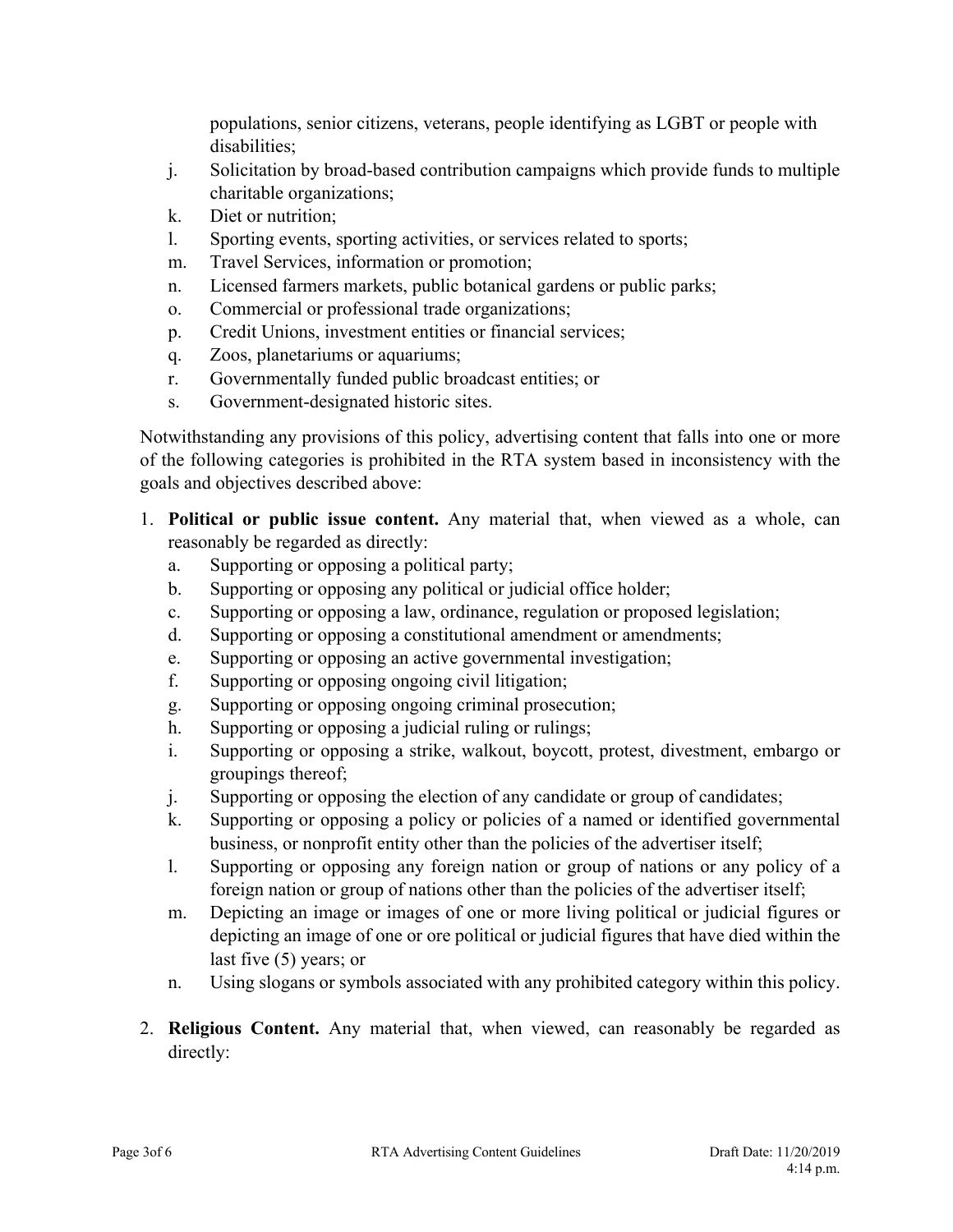populations, senior citizens, veterans, people identifying as LGBT or people with disabilities;

j. Solicitation by broad-based contribution campaigns which provide funds to multiple charitable organizations;
k. Diet or nutrition;
l. Sporting events, sporting activities, or services related to sports;
m. Travel Services, information or promotion;
n. Licensed farmers markets, public botanical gardens or public parks;
o. Commercial or professional trade organizations;
p. Credit Unions, investment entities or financial services;
q. Zoos, planetariums or aquariums;
r. Governmentally funded public broadcast entities; or
s. Government-designated historic sites.

Notwithstanding any provisions of this policy, advertising content that falls into one or more of the following categories is prohibited in the RTA system based in inconsistency with the goals and objectives described above:

1. **Political or public issue content.** Any material that, when viewed as a whole, can reasonably be regarded as directly:
   a. Supporting or opposing a political party;
   b. Supporting or opposing any political or judicial office holder;
   c. Supporting or opposing a law, ordinance, regulation or proposed legislation;
   d. Supporting or opposing a constitutional amendment or amendments;
   e. Supporting or opposing an active governmental investigation;
   f. Supporting or opposing ongoing civil litigation;
   g. Supporting or opposing ongoing criminal prosecution;
   h. Supporting or opposing a judicial ruling or rulings;
   i. Supporting or opposing a strike, walkout, boycott, protest, divestment, embargo or groupings thereof;
   j. Supporting or opposing the election of any candidate or group of candidates;
   k. Supporting or opposing a policy or policies of a named or identified governmental business, or nonprofit entity other than the policies of the advertiser itself;
   l. Supporting or opposing any foreign nation or group of nations or any policy of a foreign nation or group of nations other than the policies of the advertiser itself;
   m. Depicting an image or images of one or more living political or judicial figures or depicting an image of one or ore political or judicial figures that have died within the last five (5) years; or
   n. Using slogans or symbols associated with any prohibited category within this policy.

2. **Religious Content.** Any material that, when viewed, can reasonably be regarded as directly: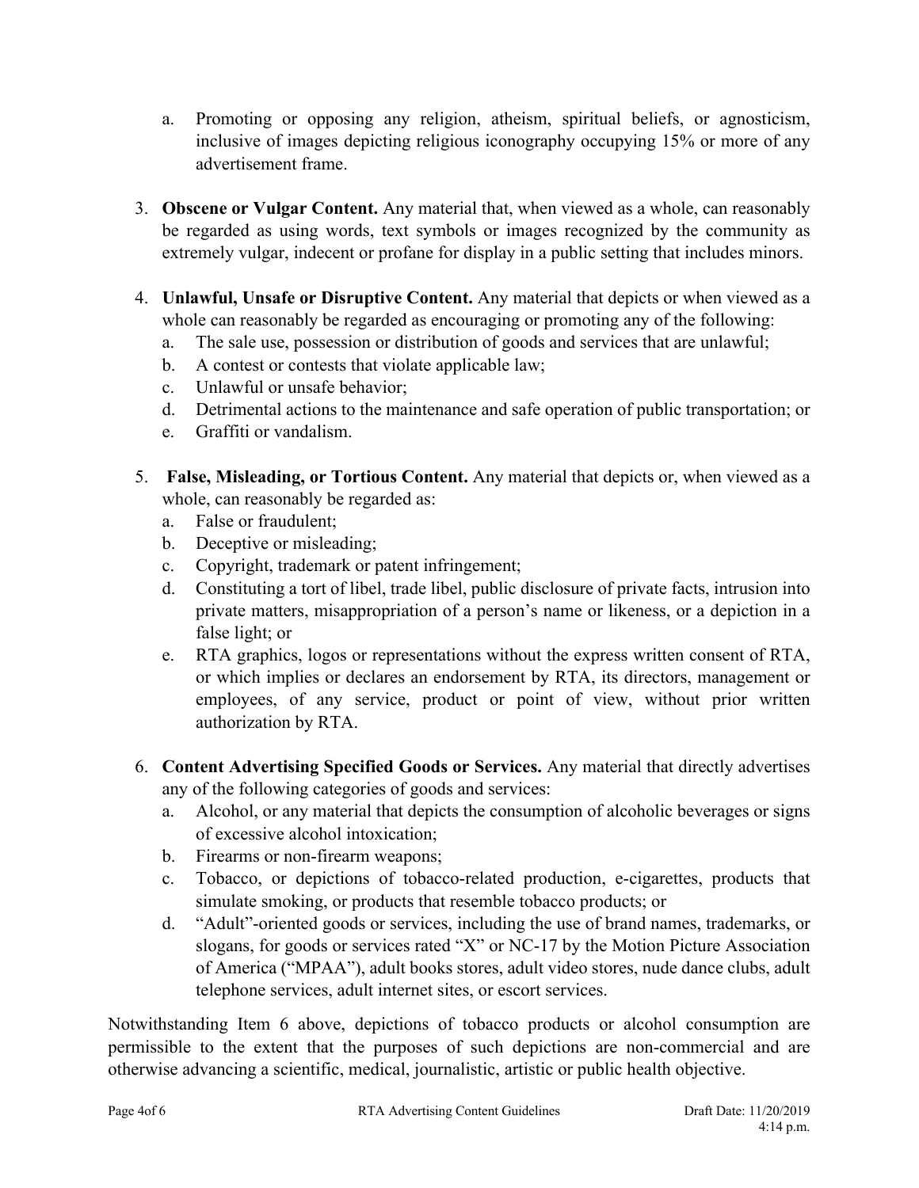a. Promoting or opposing any religion, atheism, spiritual beliefs, or agnosticism, inclusive of images depicting religious iconography occupying 15% or more of any advertisement frame.

3. **Obscene or Vulgar Content.** Any material that, when viewed as a whole, can reasonably be regarded as using words, text symbols or images recognized by the community as extremely vulgar, indecent or profane for display in a public setting that includes minors.

4. **Unlawful, Unsafe or Disruptive Content.** Any material that depicts or when viewed as a whole can reasonably be regarded as encouraging or promoting any of the following:
   a. The sale use, possession or distribution of goods and services that are unlawful;
   b. A contest or contests that violate applicable law;
   c. Unlawful or unsafe behavior;
   d. Detrimental actions to the maintenance and safe operation of public transportation; or
   e. Graffiti or vandalism.

5. **False, Misleading, or Tortious Content.** Any material that depicts or, when viewed as a whole, can reasonably be regarded as:
   a. False or fraudulent;
   b. Deceptive or misleading;
   c. Copyright, trademark or patent infringement;
   d. Constituting a tort of libel, trade libel, public disclosure of private facts, intrusion into private matters, misappropriation of a person's name or likeness, or a depiction in a false light; or
   e. RTA graphics, logos or representations without the express written consent of RTA, or which implies or declares an endorsement by RTA, its directors, management or employees, of any service, product or point of view, without prior written authorization by RTA.

6. **Content Advertising Specified Goods or Services.** Any material that directly advertises any of the following categories of goods and services:
   a. Alcohol, or any material that depicts the consumption of alcoholic beverages or signs of excessive alcohol intoxication;
   b. Firearms or non-firearm weapons;
   c. Tobacco, or depictions of tobacco-related production, e-cigarettes, products that simulate smoking, or products that resemble tobacco products; or
   d. "Adult"-oriented goods or services, including the use of brand names, trademarks, or slogans, for goods or services rated "X" or NC-17 by the Motion Picture Association of America ("MPAA"), adult books stores, adult video stores, nude dance clubs, adult telephone services, adult internet sites, or escort services.

Notwithstanding Item 6 above, depictions of tobacco products or alcohol consumption are permissible to the extent that the purposes of such depictions are non-commercial and are otherwise advancing a scientific, medical, journalistic, artistic or public health objective.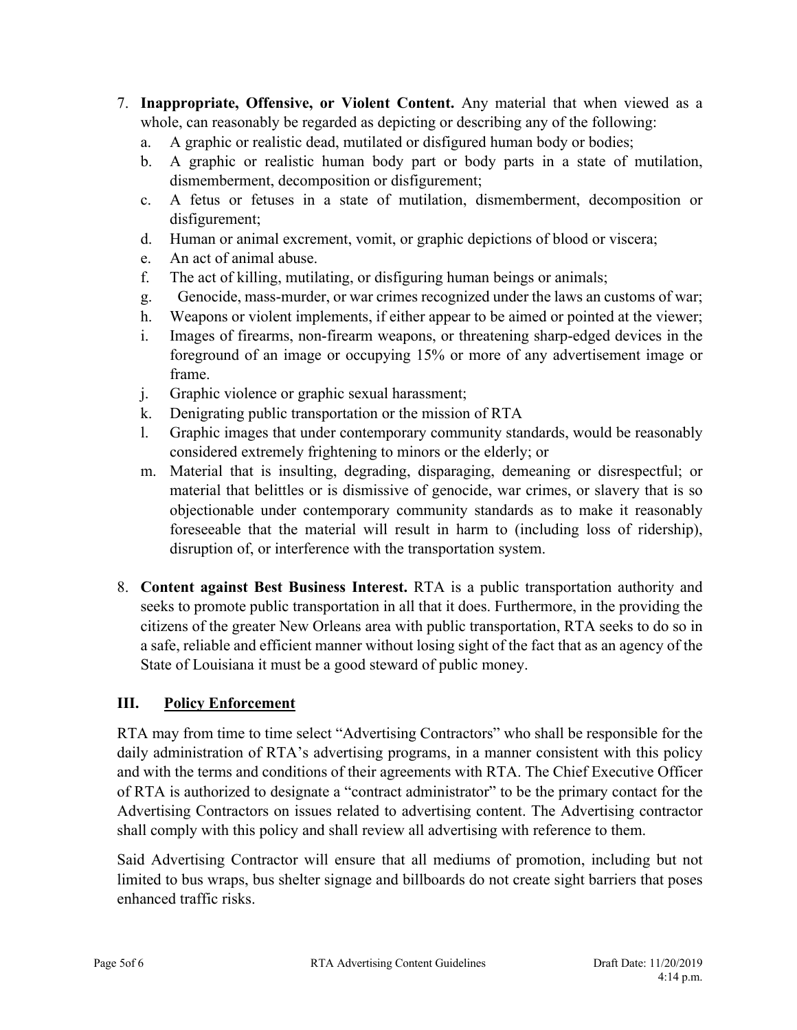7. **Inappropriate, Offensive, or Violent Content.** Any material that when viewed as a whole, can reasonably be regarded as depicting or describing any of the following:
   a. A graphic or realistic dead, mutilated or disfigured human body or bodies;
   b. A graphic or realistic human body part or body parts in a state of mutilation, dismemberment, decomposition or disfigurement;
   c. A fetus or fetuses in a state of mutilation, dismemberment, decomposition or disfigurement;
   d. Human or animal excrement, vomit, or graphic depictions of blood or viscera;
   e. An act of animal abuse.
   f. The act of killing, mutilating, or disfiguring human beings or animals;
   g. Genocide, mass-murder, or war crimes recognized under the laws an customs of war;
   h. Weapons or violent implements, if either appear to be aimed or pointed at the viewer;
   i. Images of firearms, non-firearm weapons, or threatening sharp-edged devices in the foreground of an image or occupying 15% or more of any advertisement image or frame.
   j. Graphic violence or graphic sexual harassment;
   k. Denigrating public transportation or the mission of RTA
   l. Graphic images that under contemporary community standards, would be reasonably considered extremely frightening to minors or the elderly; or
   m. Material that is insulting, degrading, disparaging, demeaning or disrespectful; or material that belittles or is dismissive of genocide, war crimes, or slavery that is so objectionable under contemporary community standards as to make it reasonably foreseeable that the material will result in harm to (including loss of ridership), disruption of, or interference with the transportation system.

8. **Content against Best Business Interest.** RTA is a public transportation authority and seeks to promote public transportation in all that it does. Furthermore, in the providing the citizens of the greater New Orleans area with public transportation, RTA seeks to do so in a safe, reliable and efficient manner without losing sight of the fact that as an agency of the State of Louisiana it must be a good steward of public money.

## III. Policy Enforcement

RTA may from time to time select "Advertising Contractors" who shall be responsible for the daily administration of RTA's advertising programs, in a manner consistent with this policy and with the terms and conditions of their agreements with RTA. The Chief Executive Officer of RTA is authorized to designate a "contract administrator" to be the primary contact for the Advertising Contractors on issues related to advertising content. The Advertising contractor shall comply with this policy and shall review all advertising with reference to them.

Said Advertising Contractor will ensure that all mediums of promotion, including but not limited to bus wraps, bus shelter signage and billboards do not create sight barriers that poses enhanced traffic risks.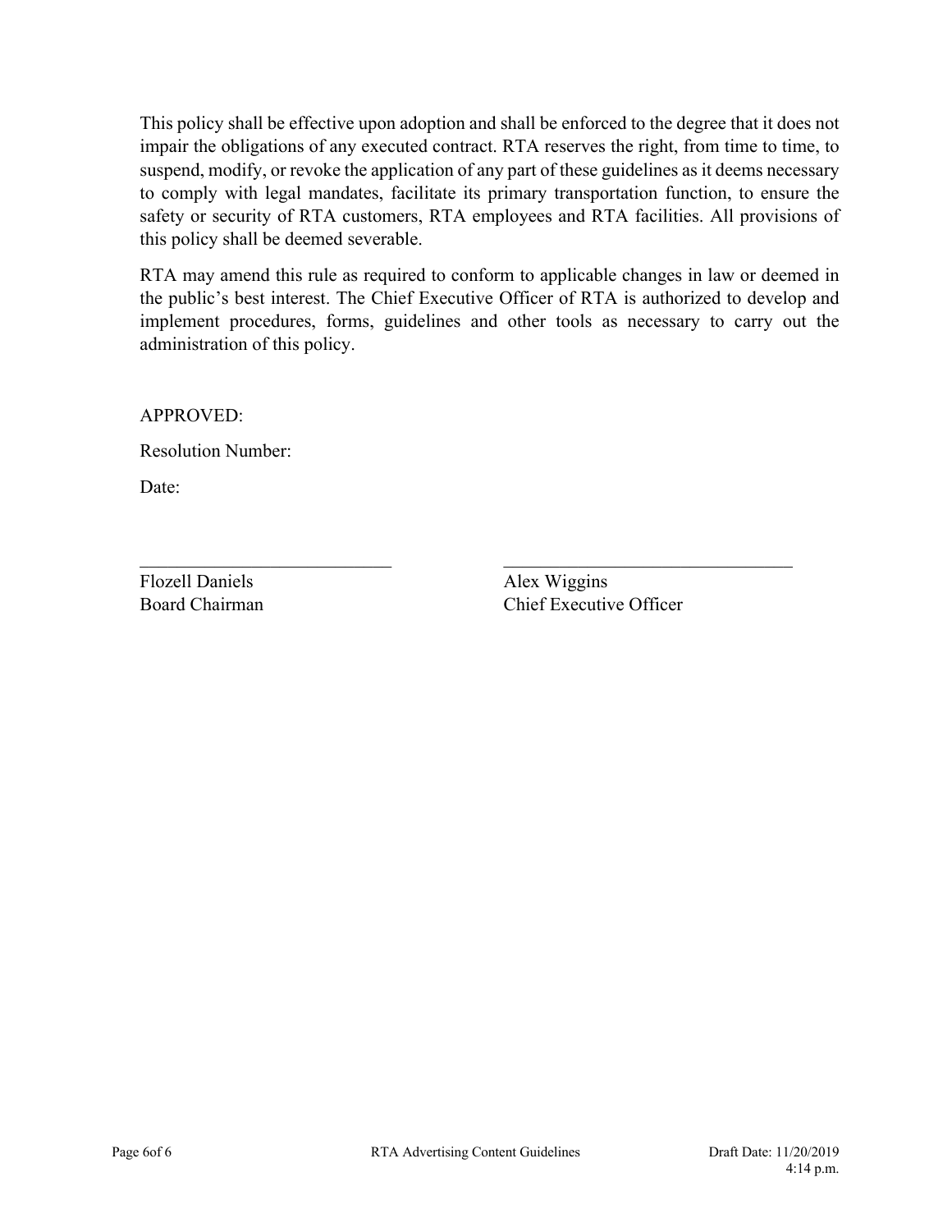This policy shall be effective upon adoption and shall be enforced to the degree that it does not impair the obligations of any executed contract. RTA reserves the right, from time to time, to suspend, modify, or revoke the application of any part of these guidelines as it deems necessary to comply with legal mandates, facilitate its primary transportation function, to ensure the safety or security of RTA customers, RTA employees and RTA facilities. All provisions of this policy shall be deemed severable.

RTA may amend this rule as required to conform to applicable changes in law or deemed in the public's best interest. The Chief Executive Officer of RTA is authorized to develop and implement procedures, forms, guidelines and other tools as necessary to carry out the administration of this policy.

APPROVED:

Resolution Number:

Date:

| | |
|---|---|
| \_\_\_\_\_\_\_\_\_\_\_\_\_\_\_\_\_\_\_\_\_\_\_\_\_\_\_\_ | \_\_\_\_\_\_\_\_\_\_\_\_\_\_\_\_\_\_\_\_\_\_\_\_\_\_\_\_\_\_\_\_ |
| Flozell Daniels | Alex Wiggins |
| Board Chairman | Chief Executive Officer |